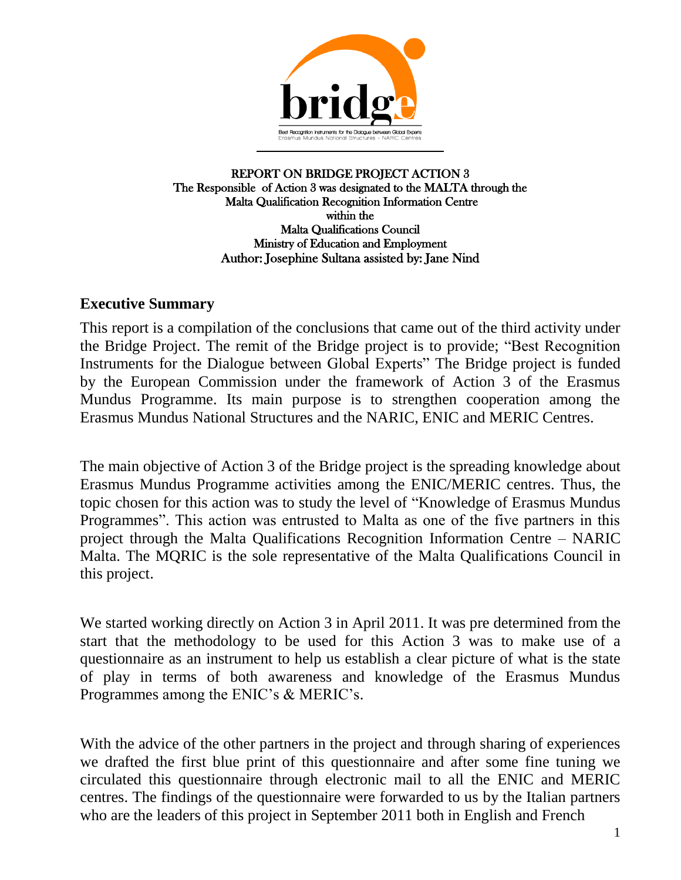bridge

Best Recognition Instruments for the Dialogue between Global Experts
Erasmus Mundus National Structures - NARIC Centres

REPORT ON BRIDGE PROJECT ACTION 3
The Responsible of Action 3 was designated to the MALTA through the Malta Qualification Recognition Information Centre
within the
Malta Qualifications Council
Ministry of Education and Employment
Author: Josephine Sultana assisted by: Jane Nind

## Executive Summary

This report is a compilation of the conclusions that came out of the third activity under the Bridge Project. The remit of the Bridge project is to provide; "Best Recognition Instruments for the Dialogue between Global Experts" The Bridge project is funded by the European Commission under the framework of Action 3 of the Erasmus Mundus Programme. Its main purpose is to strengthen cooperation among the Erasmus Mundus National Structures and the NARIC, ENIC and MERIC Centres.

The main objective of Action 3 of the Bridge project is the spreading knowledge about Erasmus Mundus Programme activities among the ENIC/MERIC centres. Thus, the topic chosen for this action was to study the level of "Knowledge of Erasmus Mundus Programmes". This action was entrusted to Malta as one of the five partners in this project through the Malta Qualifications Recognition Information Centre – NARIC Malta. The MQRIC is the sole representative of the Malta Qualifications Council in this project.

We started working directly on Action 3 in April 2011. It was pre determined from the start that the methodology to be used for this Action 3 was to make use of a questionnaire as an instrument to help us establish a clear picture of what is the state of play in terms of both awareness and knowledge of the Erasmus Mundus Programmes among the ENIC's & MERIC's.

With the advice of the other partners in the project and through sharing of experiences we drafted the first blue print of this questionnaire and after some fine tuning we circulated this questionnaire through electronic mail to all the ENIC and MERIC centres. The findings of the questionnaire were forwarded to us by the Italian partners who are the leaders of this project in September 2011 both in English and French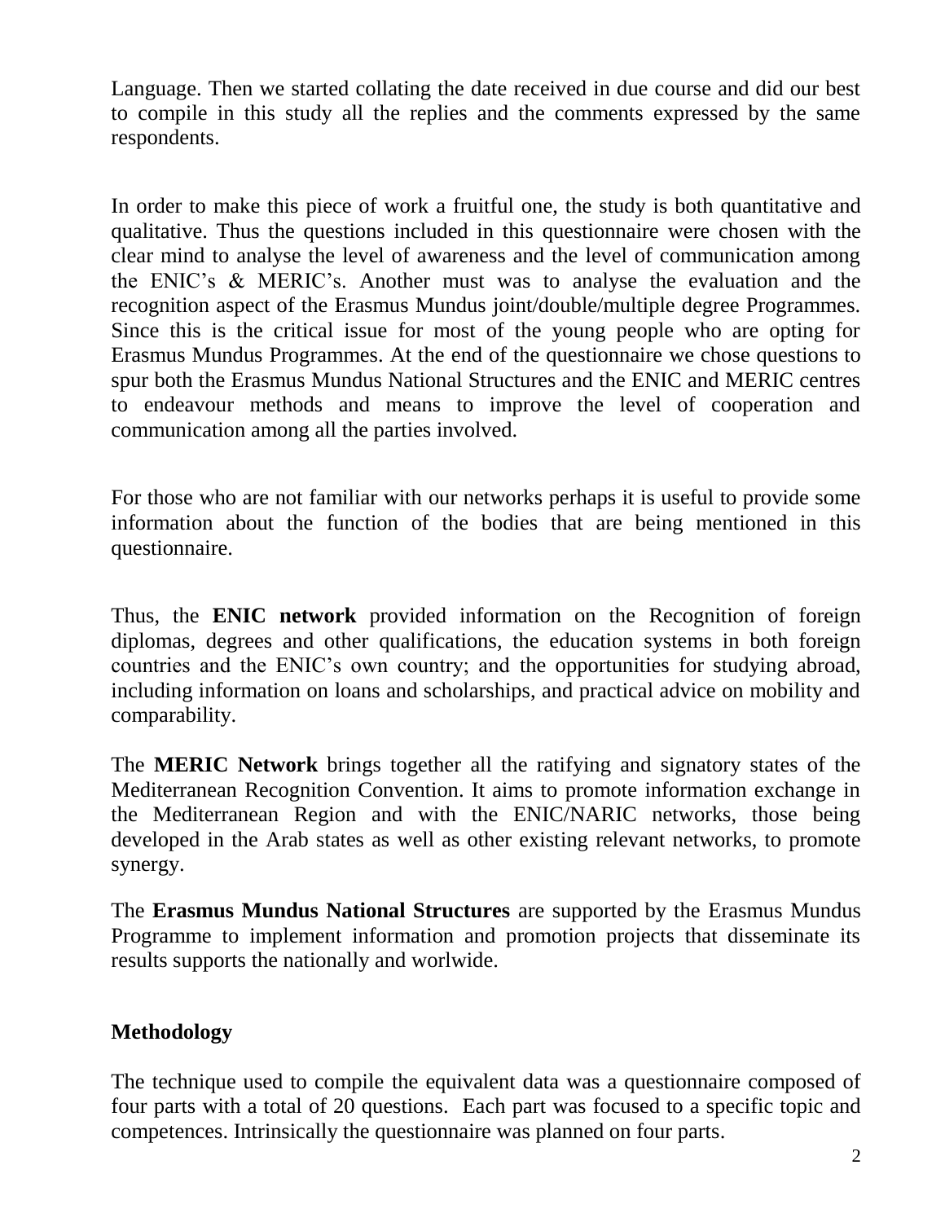Language. Then we started collating the date received in due course and did our best to compile in this study all the replies and the comments expressed by the same respondents.

In order to make this piece of work a fruitful one, the study is both quantitative and qualitative. Thus the questions included in this questionnaire were chosen with the clear mind to analyse the level of awareness and the level of communication among the ENIC's & MERIC's. Another must was to analyse the evaluation and the recognition aspect of the Erasmus Mundus joint/double/multiple degree Programmes. Since this is the critical issue for most of the young people who are opting for Erasmus Mundus Programmes. At the end of the questionnaire we chose questions to spur both the Erasmus Mundus National Structures and the ENIC and MERIC centres to endeavour methods and means to improve the level of cooperation and communication among all the parties involved.

For those who are not familiar with our networks perhaps it is useful to provide some information about the function of the bodies that are being mentioned in this questionnaire.

Thus, the **ENIC network** provided information on the Recognition of foreign diplomas, degrees and other qualifications, the education systems in both foreign countries and the ENIC's own country; and the opportunities for studying abroad, including information on loans and scholarships, and practical advice on mobility and comparability.

The **MERIC Network** brings together all the ratifying and signatory states of the Mediterranean Recognition Convention. It aims to promote information exchange in the Mediterranean Region and with the ENIC/NARIC networks, those being developed in the Arab states as well as other existing relevant networks, to promote synergy.

The **Erasmus Mundus National Structures** are supported by the Erasmus Mundus Programme to implement information and promotion projects that disseminate its results supports the nationally and worlwide.

## Methodology

The technique used to compile the equivalent data was a questionnaire composed of four parts with a total of 20 questions. Each part was focused to a specific topic and competences. Intrinsically the questionnaire was planned on four parts.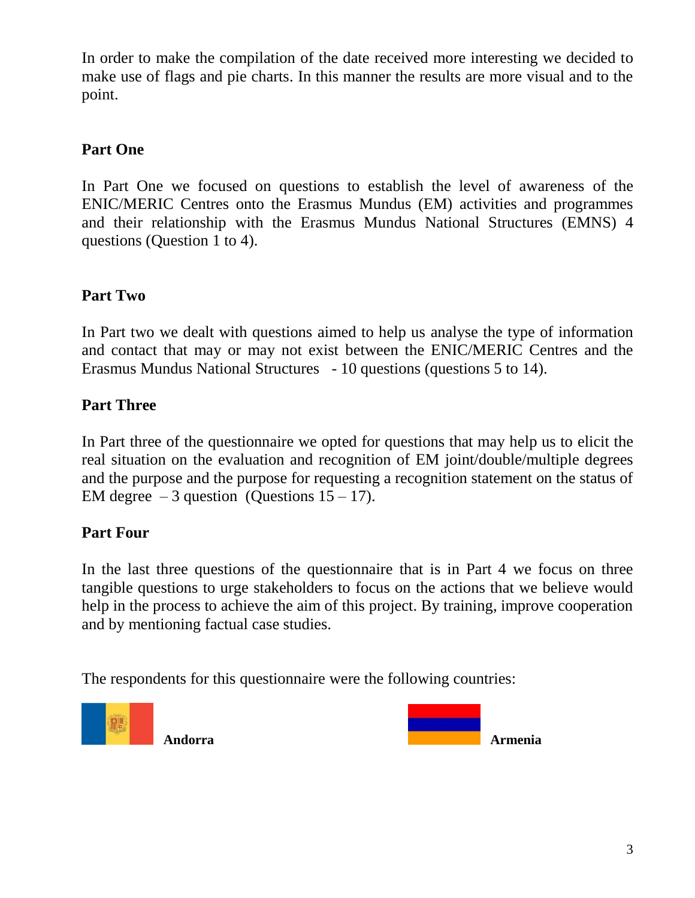In order to make the compilation of the date received more interesting we decided to make use of flags and pie charts. In this manner the results are more visual and to the point.

**Part One**

In Part One we focused on questions to establish the level of awareness of the ENIC/MERIC Centres onto the Erasmus Mundus (EM) activities and programmes and their relationship with the Erasmus Mundus National Structures (EMNS) 4 questions (Question 1 to 4).

**Part Two**

In Part two we dealt with questions aimed to help us analyse the type of information and contact that may or may not exist between the ENIC/MERIC Centres and the Erasmus Mundus National Structures - 10 questions (questions 5 to 14).

**Part Three**

In Part three of the questionnaire we opted for questions that may help us to elicit the real situation on the evaluation and recognition of EM joint/double/multiple degrees and the purpose and the purpose for requesting a recognition statement on the status of EM degree – 3 question (Questions 15 – 17).

**Part Four**

In the last three questions of the questionnaire that is in Part 4 we focus on three tangible questions to urge stakeholders to focus on the actions that we believe would help in the process to achieve the aim of this project. By training, improve cooperation and by mentioning factual case studies.

The respondents for this questionnaire were the following countries:

**Andorra**

**Armenia**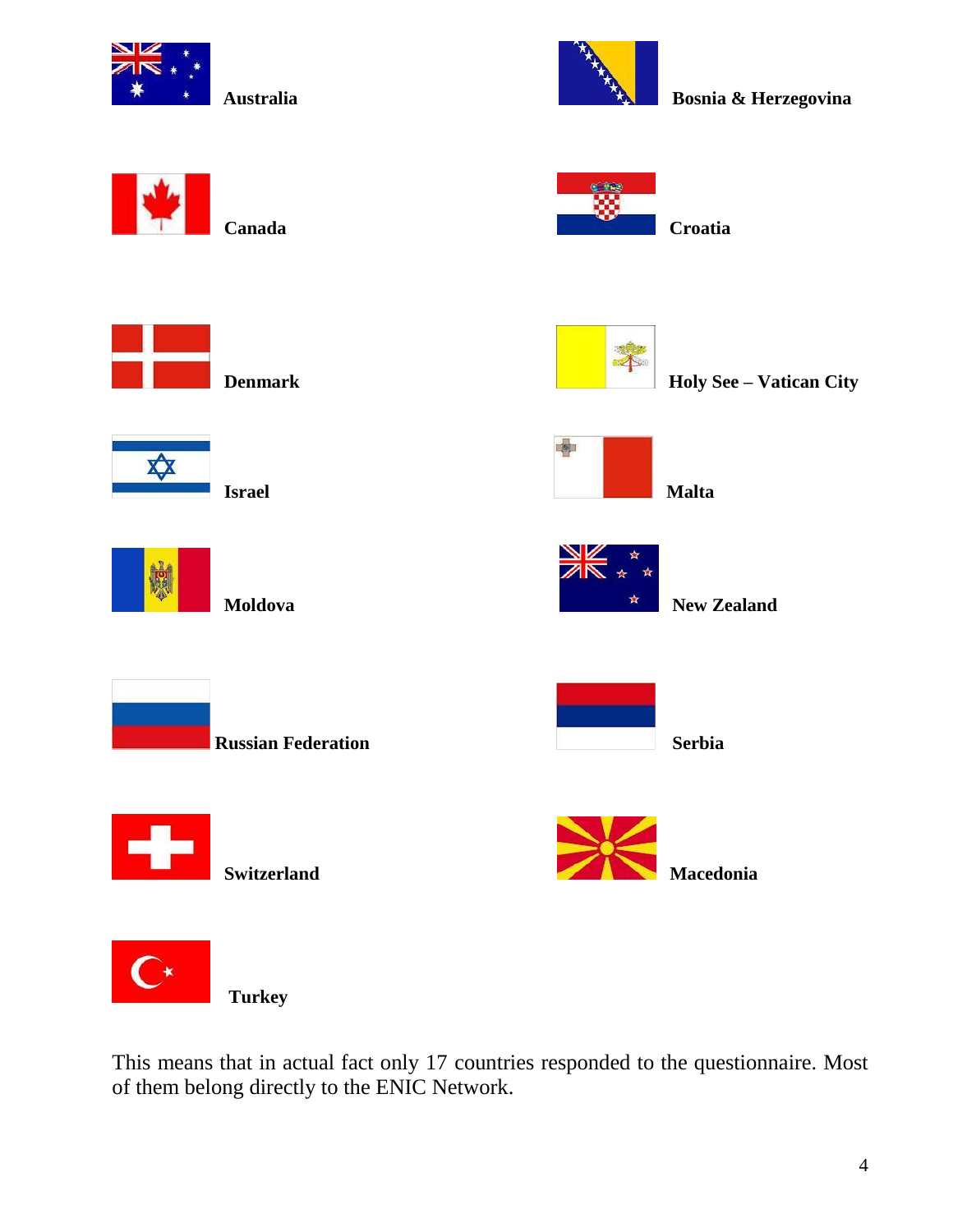**Australia**

**Bosnia & Herzegovina**

**Canada**

**Croatia**

**Denmark**

**Holy See – Vatican City**

**Israel**

**Malta**

**Moldova**

**New Zealand**

**Russian Federation**

**Serbia**

**Switzerland**

**Macedonia**

**Turkey**

This means that in actual fact only 17 countries responded to the questionnaire. Most of them belong directly to the ENIC Network.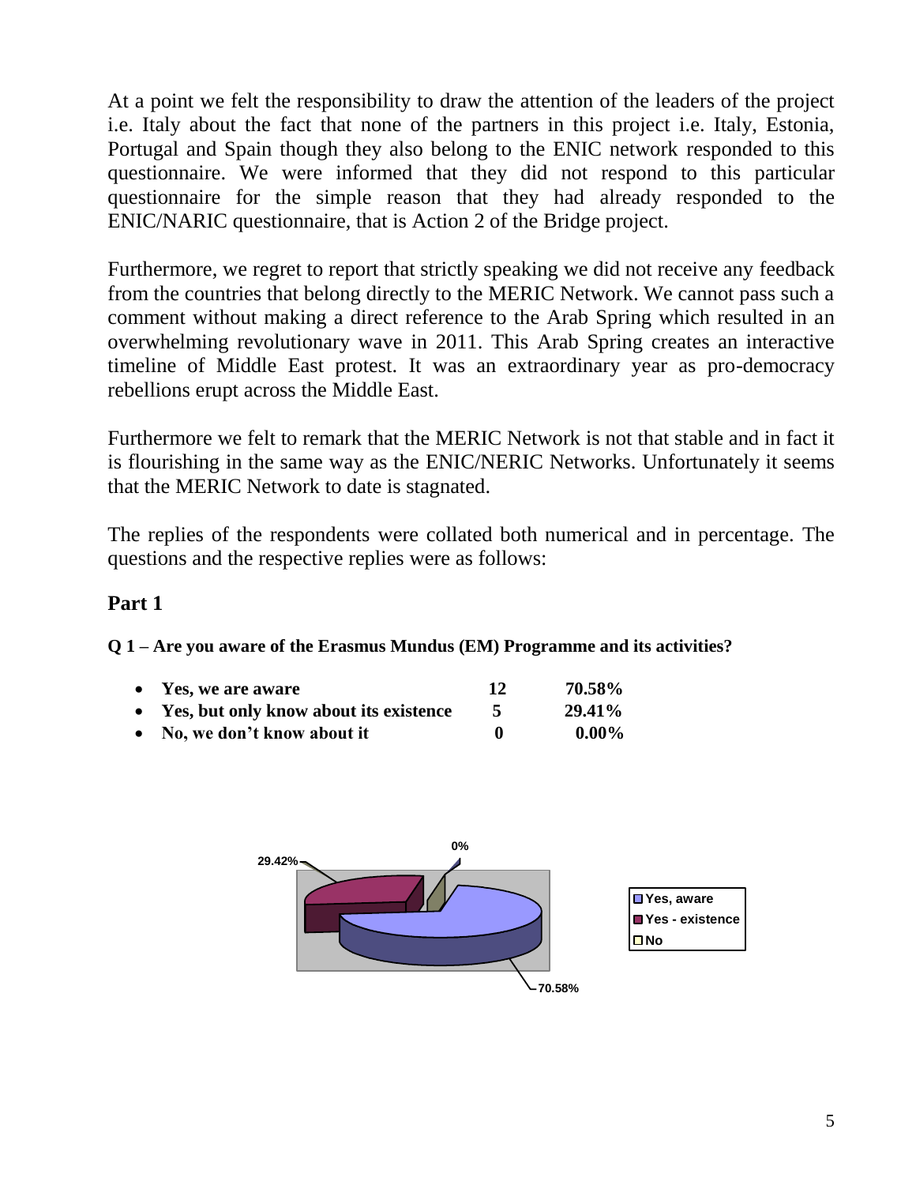At a point we felt the responsibility to draw the attention of the leaders of the project i.e. Italy about the fact that none of the partners in this project i.e. Italy, Estonia, Portugal and Spain though they also belong to the ENIC network responded to this questionnaire. We were informed that they did not respond to this particular questionnaire for the simple reason that they had already responded to the ENIC/NARIC questionnaire, that is Action 2 of the Bridge project.

Furthermore, we regret to report that strictly speaking we did not receive any feedback from the countries that belong directly to the MERIC Network. We cannot pass such a comment without making a direct reference to the Arab Spring which resulted in an overwhelming revolutionary wave in 2011. This Arab Spring creates an interactive timeline of Middle East protest. It was an extraordinary year as pro-democracy rebellions erupt across the Middle East.

Furthermore we felt to remark that the MERIC Network is not that stable and in fact it is flourishing in the same way as the ENIC/NERIC Networks. Unfortunately it seems that the MERIC Network to date is stagnated.

The replies of the respondents were collated both numerical and in percentage. The questions and the respective replies were as follows:

## Part 1

**Q 1 – Are you aware of the Erasmus Mundus (EM) Programme and its activities?**

- **Yes, we are aware** **12** **70.58%**
- **Yes, but only know about its existence** **5** **29.41%**
- **No, we don't know about it** **0** **0.00%**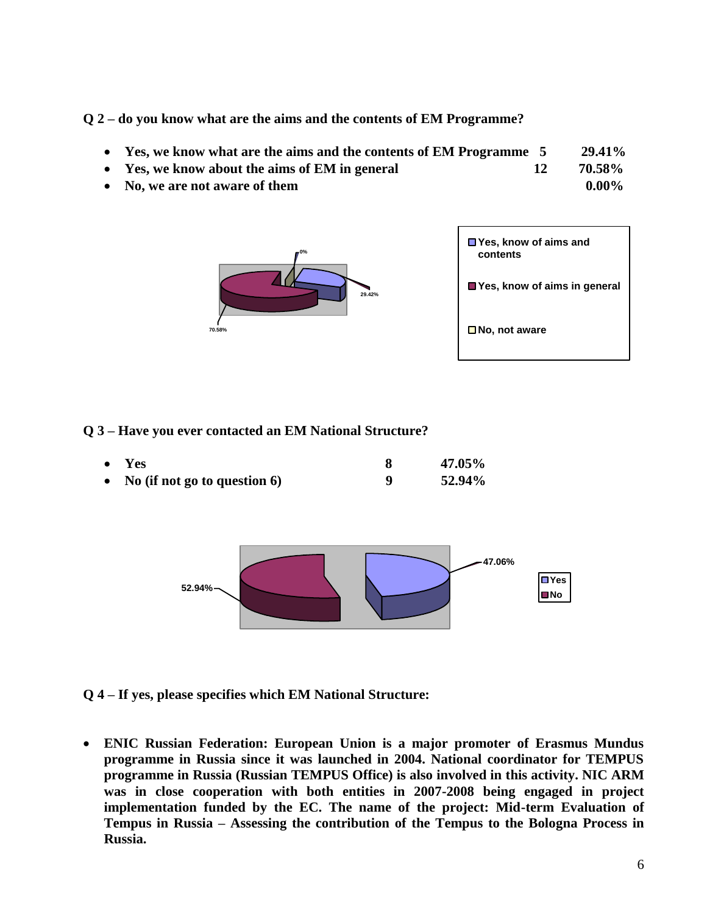**Q 2 – do you know what are the aims and the contents of EM Programme?**

- **Yes, we know what are the aims and the contents of EM Programme 5 29.41%**
- **Yes, we know about the aims of EM in general 12 70.58%**
- **No, we are not aware of them 0.00%**

**Q 3 – Have you ever contacted an EM National Structure?**

- **Yes 8 47.05%**
- **No (if not go to question 6) 9 52.94%**

**Q 4 – If yes, please specifies which EM National Structure:**

- **ENIC Russian Federation: European Union is a major promoter of Erasmus Mundus programme in Russia since it was launched in 2004. National coordinator for TEMPUS programme in Russia (Russian TEMPUS Office) is also involved in this activity. NIC ARM was in close cooperation with both entities in 2007-2008 being engaged in project implementation funded by the EC. The name of the project: Mid-term Evaluation of Tempus in Russia – Assessing the contribution of the Tempus to the Bologna Process in Russia.**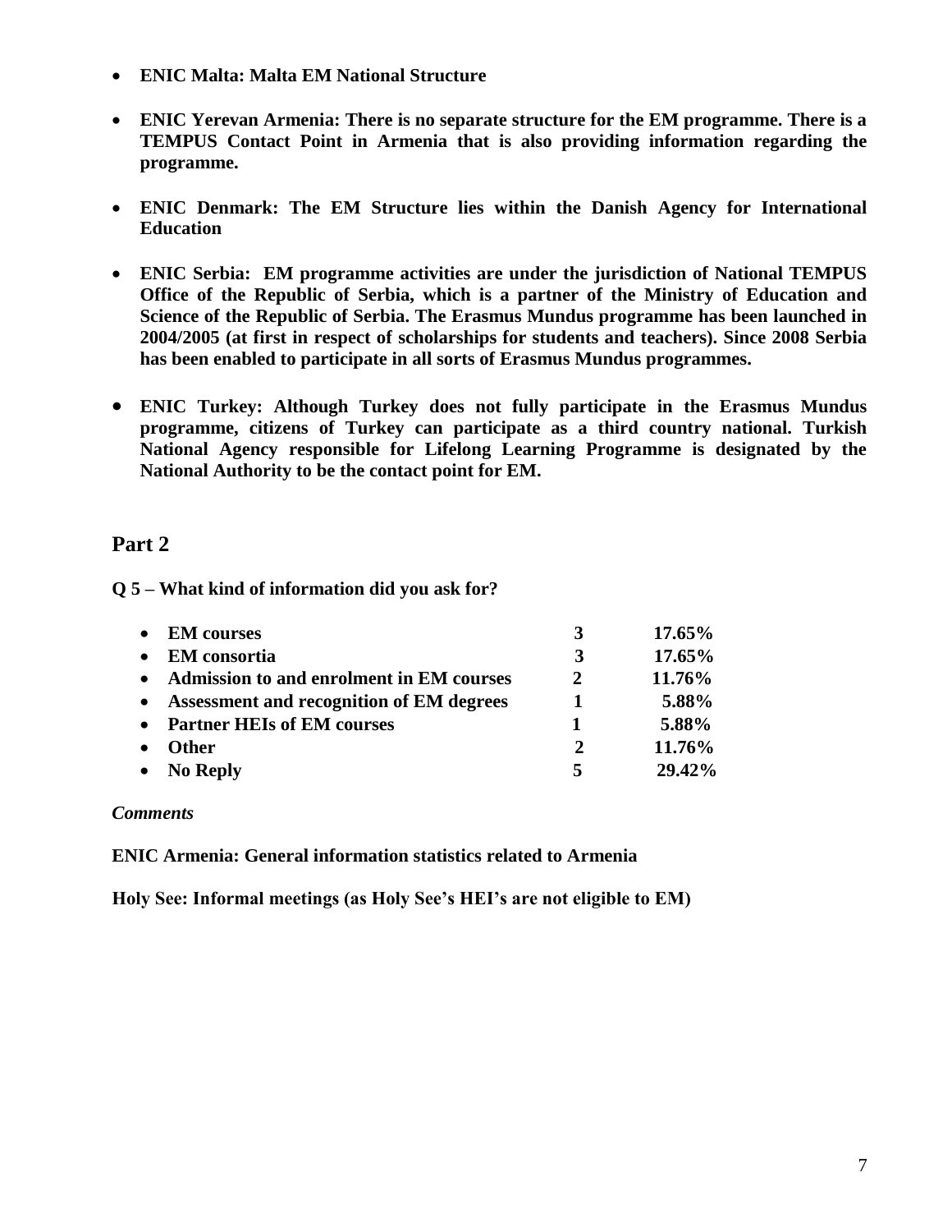- **ENIC Malta: Malta EM National Structure**

- **ENIC Yerevan Armenia: There is no separate structure for the EM programme. There is a TEMPUS Contact Point in Armenia that is also providing information regarding the programme.**

- **ENIC Denmark: The EM Structure lies within the Danish Agency for International Education**

- **ENIC Serbia: EM programme activities are under the jurisdiction of National TEMPUS Office of the Republic of Serbia, which is a partner of the Ministry of Education and Science of the Republic of Serbia. The Erasmus Mundus programme has been launched in 2004/2005 (at first in respect of scholarships for students and teachers). Since 2008 Serbia has been enabled to participate in all sorts of Erasmus Mundus programmes.**

- **ENIC Turkey: Although Turkey does not fully participate in the Erasmus Mundus programme, citizens of Turkey can participate as a third country national. Turkish National Agency responsible for Lifelong Learning Programme is designated by the National Authority to be the contact point for EM.**

## Part 2

**Q 5 – What kind of information did you ask for?**

| | | |
|---|---|---|
| • **EM courses** | **3** | **17.65%** |
| • **EM consortia** | **3** | **17.65%** |
| • **Admission to and enrolment in EM courses** | **2** | **11.76%** |
| • **Assessment and recognition of EM degrees** | **1** | **5.88%** |
| • **Partner HEIs of EM courses** | **1** | **5.88%** |
| • **Other** | **2** | **11.76%** |
| • **No Reply** | **5** | **29.42%** |

***Comments***

**ENIC Armenia: General information statistics related to Armenia**

**Holy See: Informal meetings (as Holy See's HEI's are not eligible to EM)**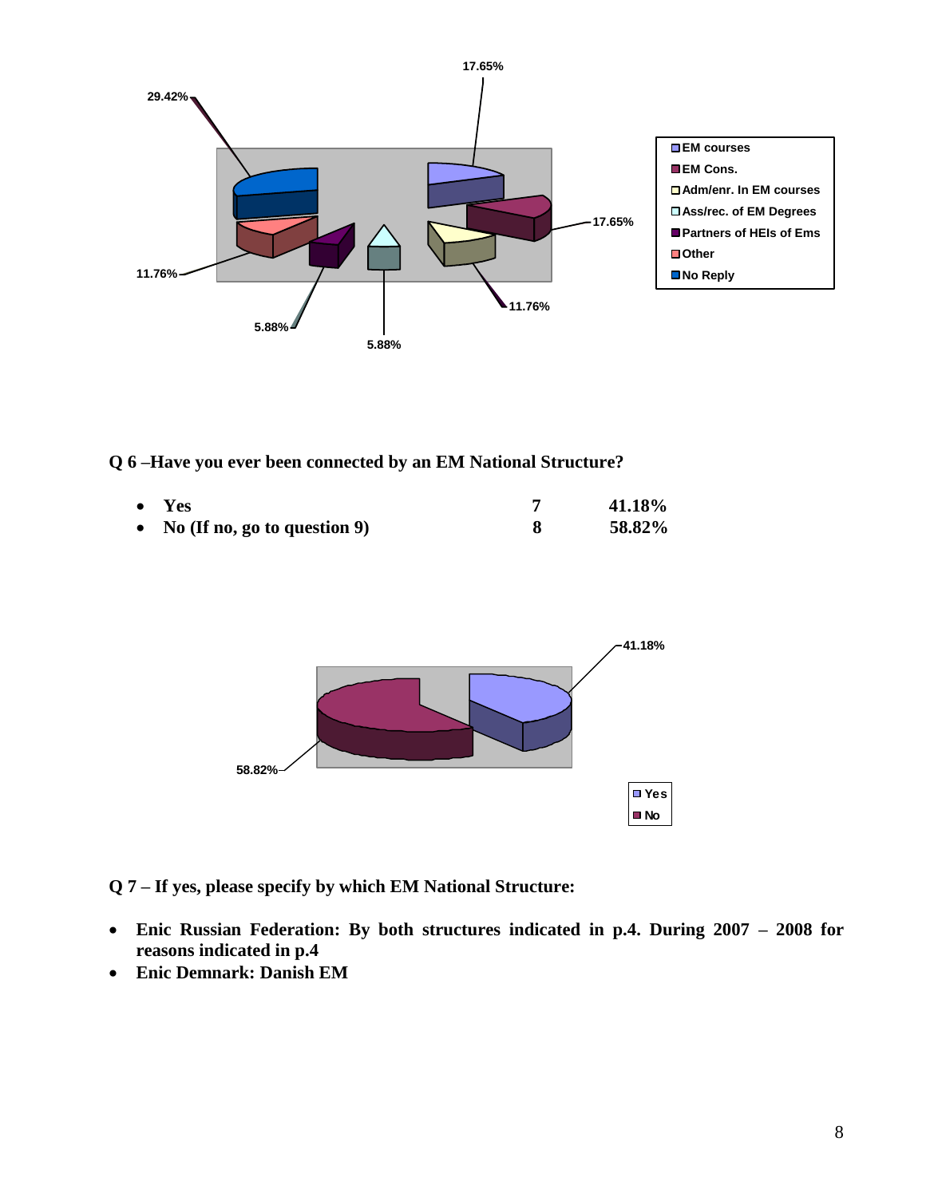**Q 6 –Have you ever been connected by an EM National Structure?**

- **Yes** **7** **41.18%**
- **No (If no, go to question 9)** **8** **58.82%**

**Q 7 – If yes, please specify by which EM National Structure:**

- **Enic Russian Federation: By both structures indicated in p.4. During 2007 – 2008 for reasons indicated in p.4**
- **Enic Demnark: Danish EM**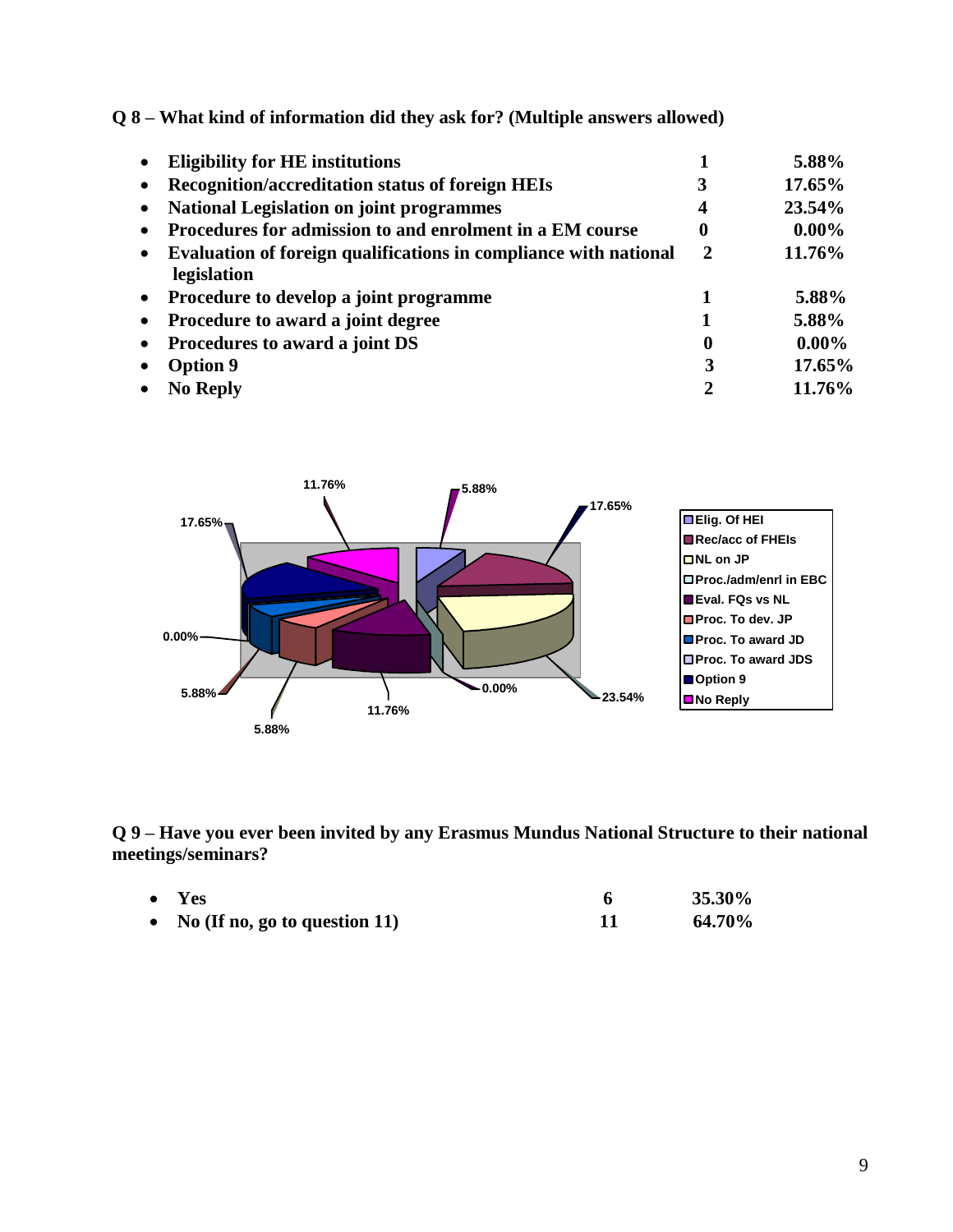**Q 8 – What kind of information did they ask for? (Multiple answers allowed)**

| | | |
|---|---|---|
| • **Eligibility for HE institutions** | **1** | **5.88%** |
| • **Recognition/accreditation status of foreign HEIs** | **3** | **17.65%** |
| • **National Legislation on joint programmes** | **4** | **23.54%** |
| • **Procedures for admission to and enrolment in a EM course** | **0** | **0.00%** |
| • **Evaluation of foreign qualifications in compliance with national legislation** | **2** | **11.76%** |
| • **Procedure to develop a joint programme** | **1** | **5.88%** |
| • **Procedure to award a joint degree** | **1** | **5.88%** |
| • **Procedures to award a joint DS** | **0** | **0.00%** |
| • **Option 9** | **3** | **17.65%** |
| • **No Reply** | **2** | **11.76%** |

**Q 9 – Have you ever been invited by any Erasmus Mundus National Structure to their national meetings/seminars?**

| | | |
|---|---|---|
| • **Yes** | **6** | **35.30%** |
| • **No (If no, go to question 11)** | **11** | **64.70%** |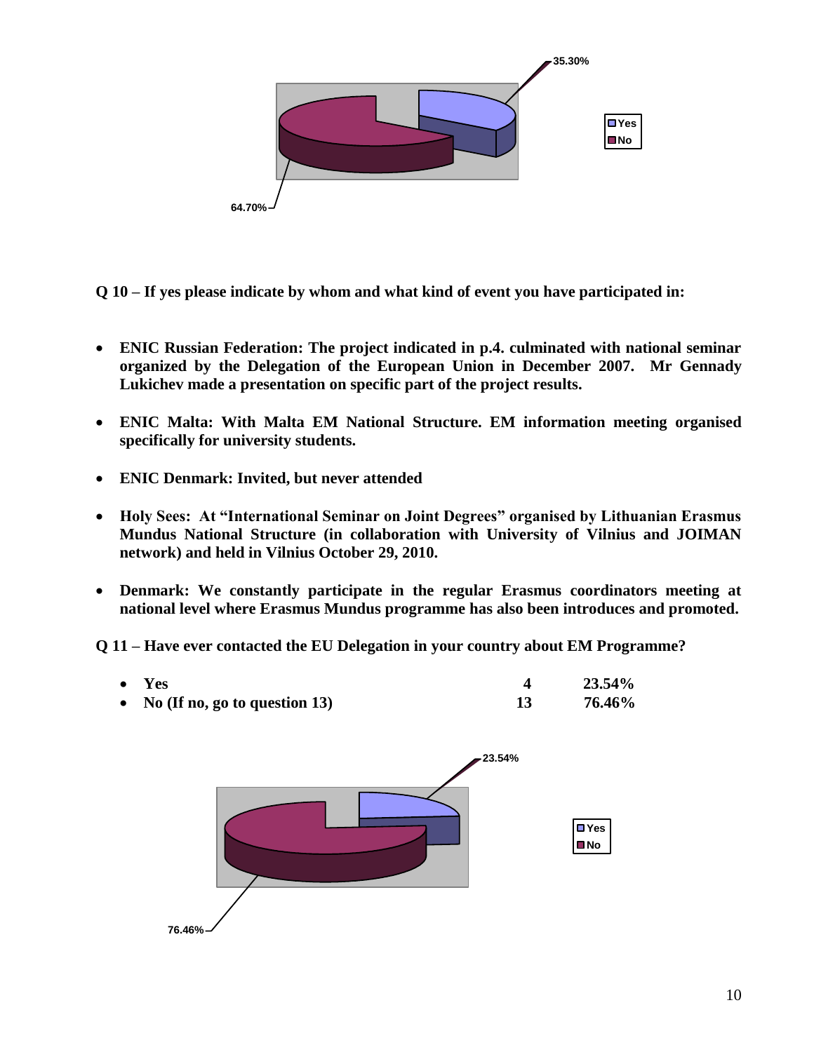**Q 10 – If yes please indicate by whom and what kind of event you have participated in:**

- **ENIC Russian Federation: The project indicated in p.4. culminated with national seminar organized by the Delegation of the European Union in December 2007. Mr Gennady Lukichev made a presentation on specific part of the project results.**

- **ENIC Malta: With Malta EM National Structure. EM information meeting organised specifically for university students.**

- **ENIC Denmark: Invited, but never attended**

- **Holy Sees: At "International Seminar on Joint Degrees" organised by Lithuanian Erasmus Mundus National Structure (in collaboration with University of Vilnius and JOIMAN network) and held in Vilnius October 29, 2010.**

- **Denmark: We constantly participate in the regular Erasmus coordinators meeting at national level where Erasmus Mundus programme has also been introduces and promoted.**

**Q 11 – Have ever contacted the EU Delegation in your country about EM Programme?**

| | | |
|---|---|---|
| **Yes** | **4** | **23.54%** |
| **No (If no, go to question 13)** | **13** | **76.46%** |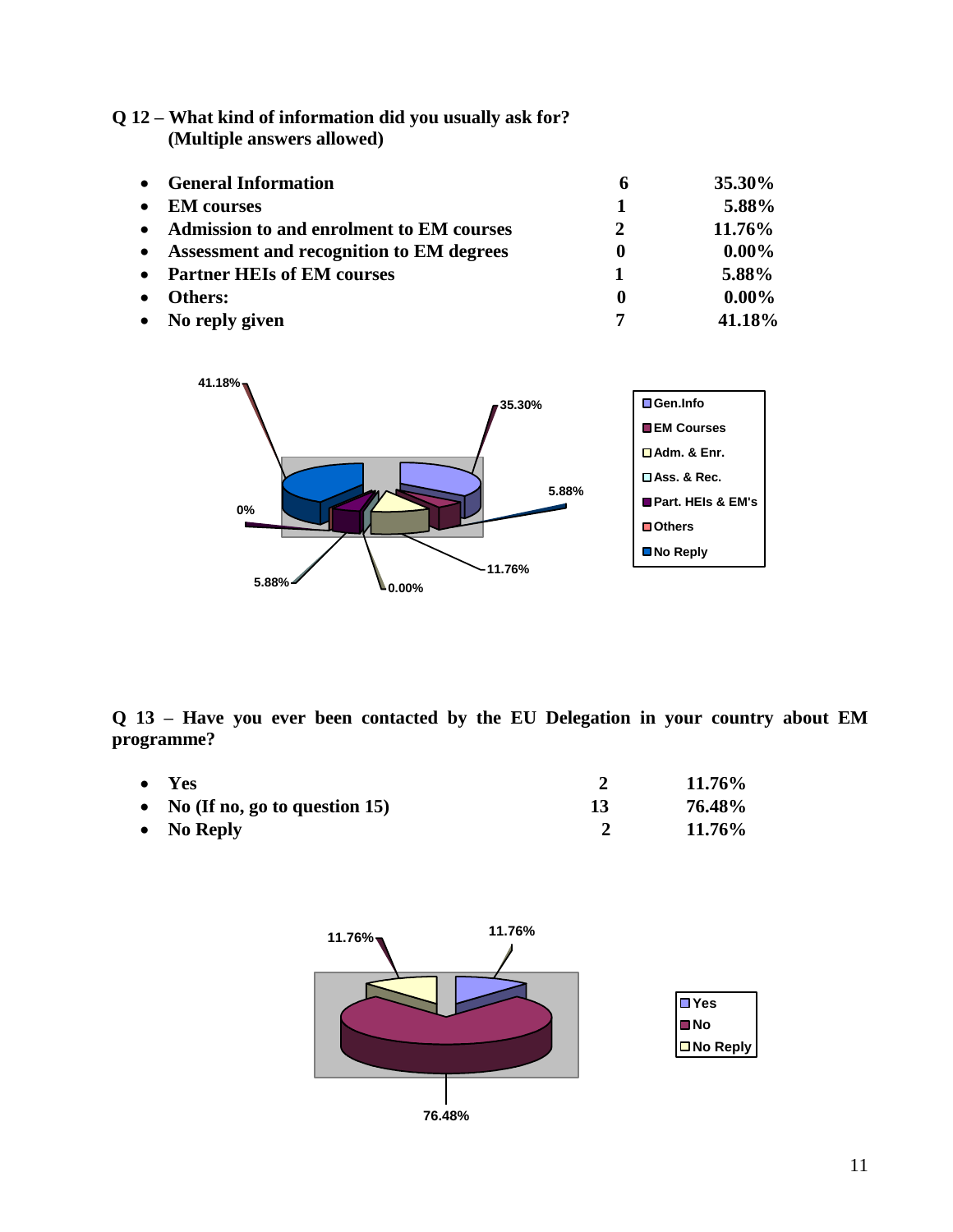**Q 12 – What kind of information did you usually ask for? (Multiple answers allowed)**

- **General Information** **6** **35.30%**
- **EM courses** **1** **5.88%**
- **Admission to and enrolment to EM courses** **2** **11.76%**
- **Assessment and recognition to EM degrees** **0** **0.00%**
- **Partner HEIs of EM courses** **1** **5.88%**
- **Others:** **0** **0.00%**
- **No reply given** **7** **41.18%**

**Q 13 – Have you ever been contacted by the EU Delegation in your country about EM programme?**

- **Yes** **2** **11.76%**
- **No (If no, go to question 15)** **13** **76.48%**
- **No Reply** **2** **11.76%**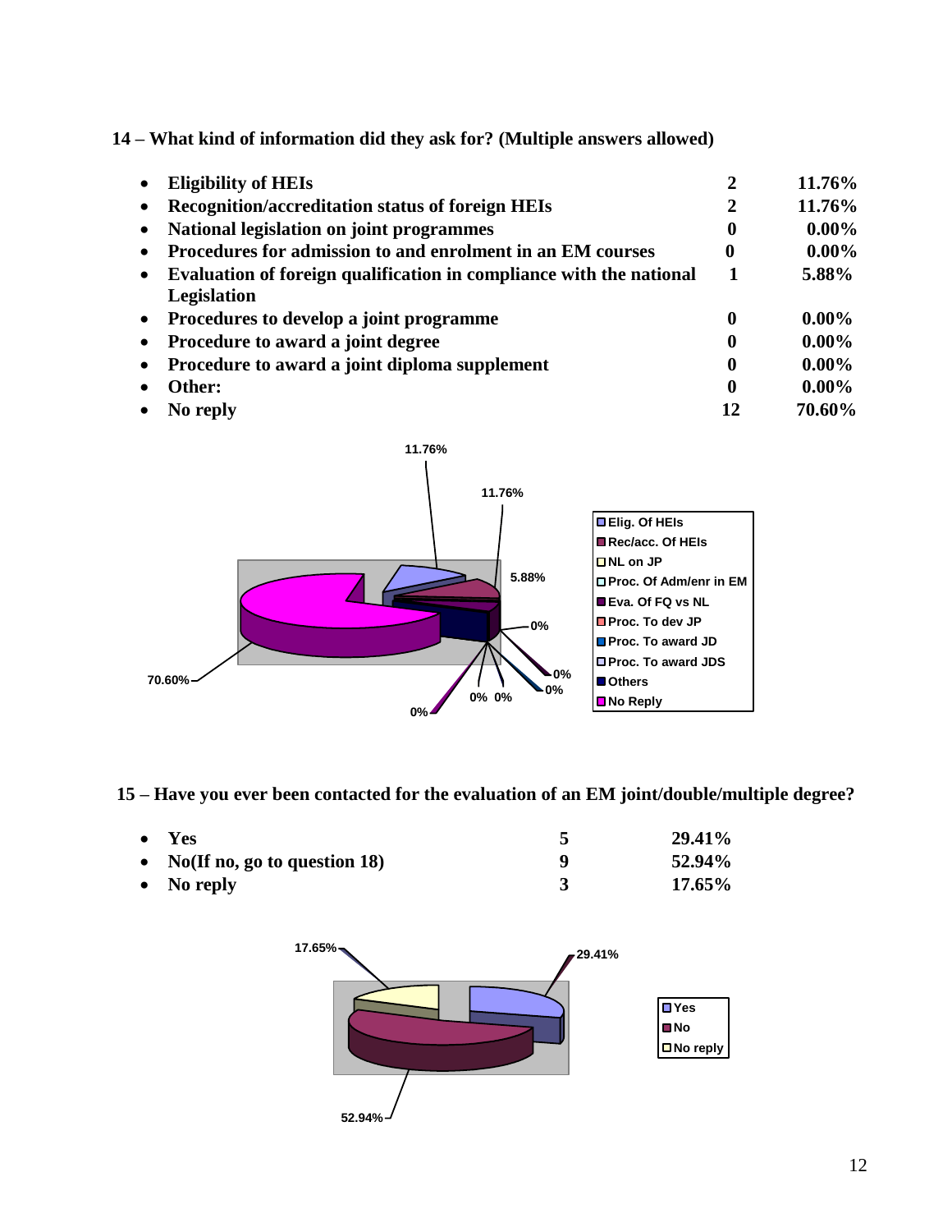**14 – What kind of information did they ask for? (Multiple answers allowed)**

| | | |
|---|---|---|
| • **Eligibility of HEIs** | **2** | **11.76%** |
| • **Recognition/accreditation status of foreign HEIs** | **2** | **11.76%** |
| • **National legislation on joint programmes** | **0** | **0.00%** |
| • **Procedures for admission to and enrolment in an EM courses** | **0** | **0.00%** |
| • **Evaluation of foreign qualification in compliance with the national Legislation** | **1** | **5.88%** |
| • **Procedures to develop a joint programme** | **0** | **0.00%** |
| • **Procedure to award a joint degree** | **0** | **0.00%** |
| • **Procedure to award a joint diploma supplement** | **0** | **0.00%** |
| • **Other:** | **0** | **0.00%** |
| • **No reply** | **12** | **70.60%** |

**15 – Have you ever been contacted for the evaluation of an EM joint/double/multiple degree?**

| | | |
|---|---|---|
| • **Yes** | **5** | **29.41%** |
| • **No(If no, go to question 18)** | **9** | **52.94%** |
| • **No reply** | **3** | **17.65%** |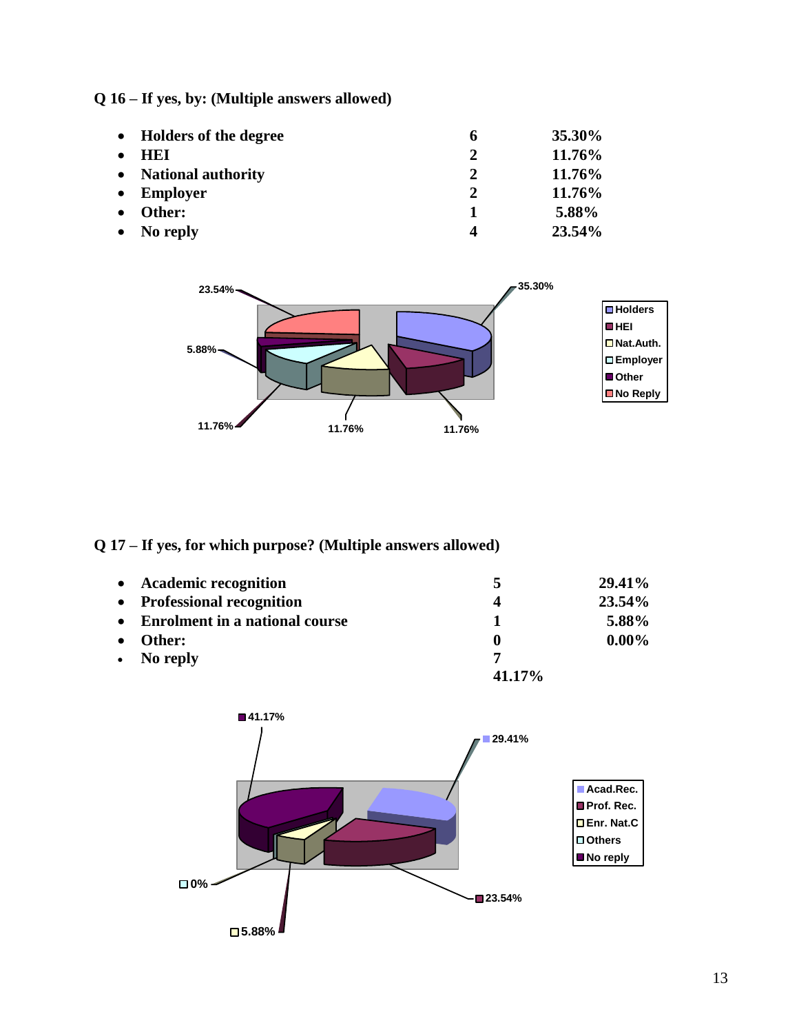**Q 16 – If yes, by: (Multiple answers allowed)**

- **Holders of the degree** **6** **35.30%**
- **HEI** **2** **11.76%**
- **National authority** **2** **11.76%**
- **Employer** **2** **11.76%**
- **Other:** **1** **5.88%**
- **No reply** **4** **23.54%**

**Q 17 – If yes, for which purpose? (Multiple answers allowed)**

- **Academic recognition** **5** **29.41%**
- **Professional recognition** **4** **23.54%**
- **Enrolment in a national course** **1** **5.88%**
- **Other:** **0** **0.00%**
- **No reply** **7** **41.17%**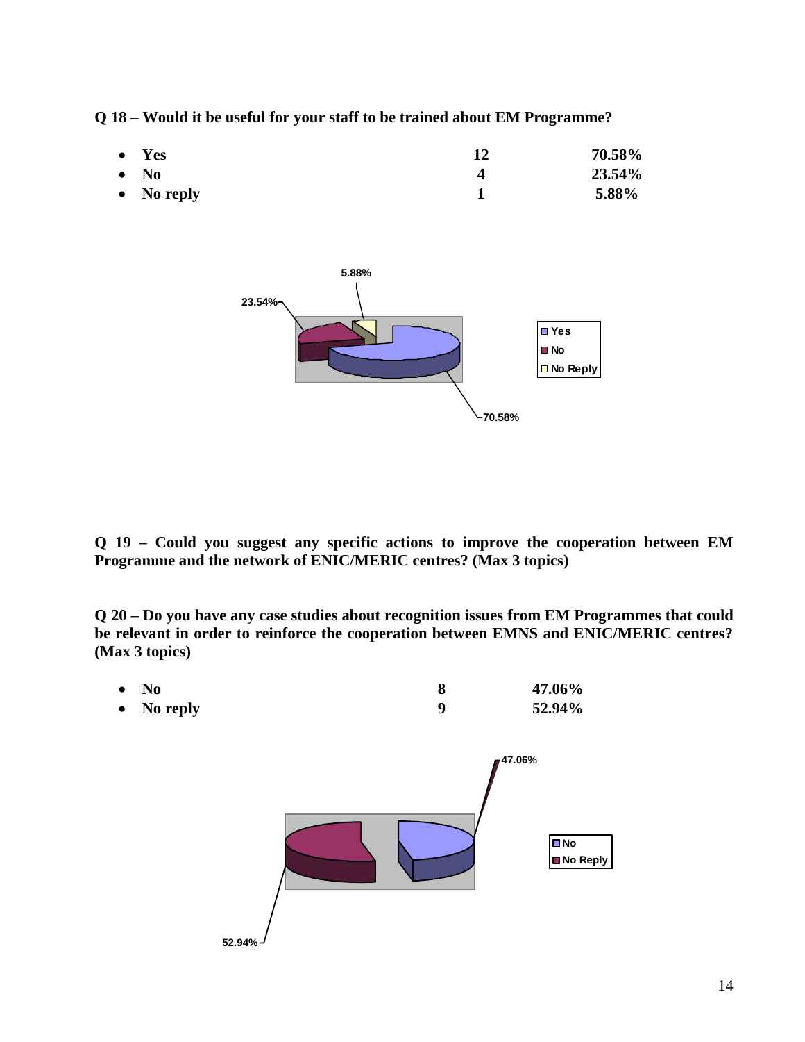**Q 18 – Would it be useful for your staff to be trained about EM Programme?**

- **Yes** **12** **70.58%**
- **No** **4** **23.54%**
- **No reply** **1** **5.88%**

**Q 19 – Could you suggest any specific actions to improve the cooperation between EM Programme and the network of ENIC/MERIC centres? (Max 3 topics)**

**Q 20 – Do you have any case studies about recognition issues from EM Programmes that could be relevant in order to reinforce the cooperation between EMNS and ENIC/MERIC centres? (Max 3 topics)**

- **No** **8** **47.06%**
- **No reply** **9** **52.94%**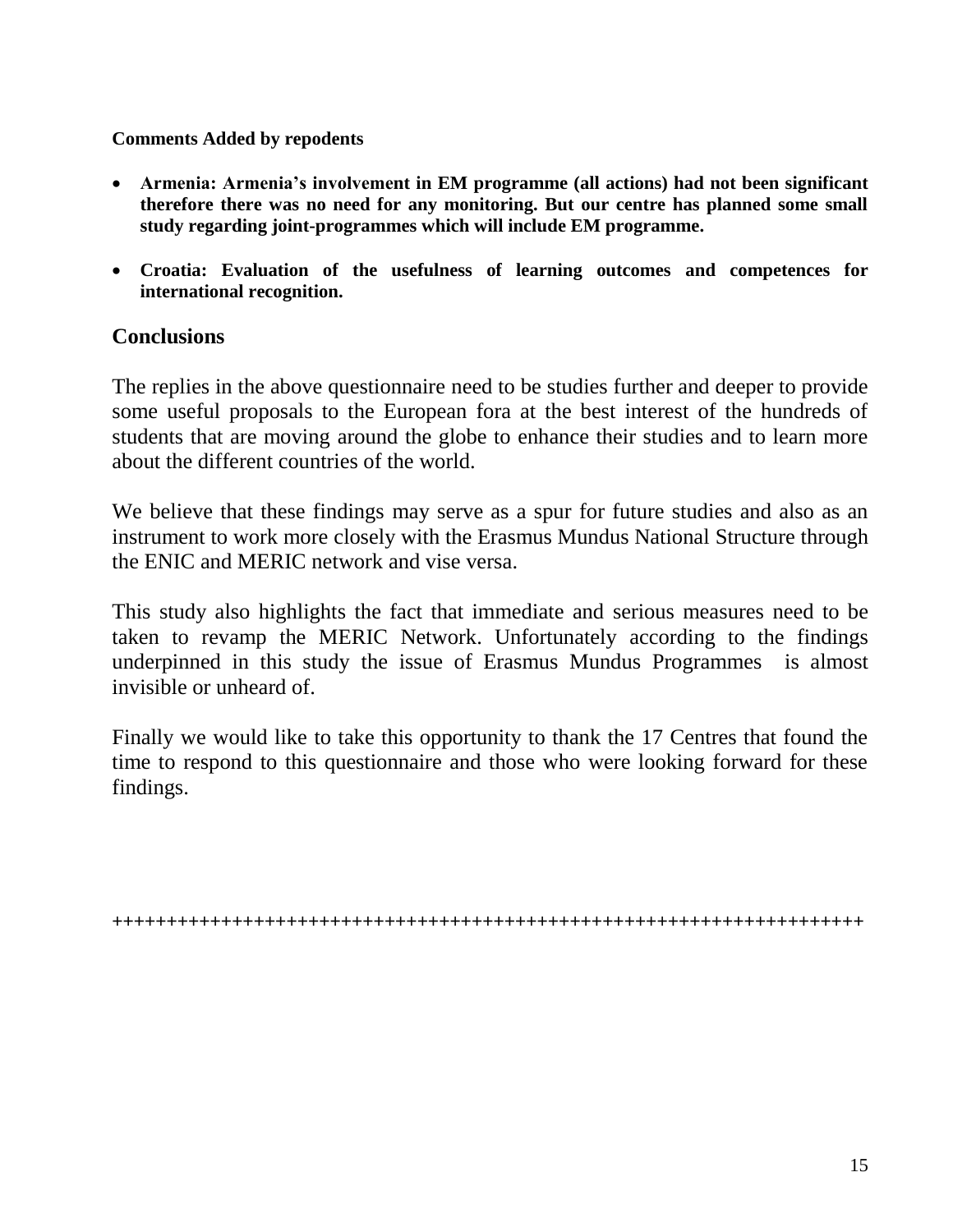**Comments Added by repodents**

- **Armenia: Armenia's involvement in EM programme (all actions) had not been significant therefore there was no need for any monitoring. But our centre has planned some small study regarding joint-programmes which will include EM programme.**

- **Croatia: Evaluation of the usefulness of learning outcomes and competences for international recognition.**

## Conclusions

The replies in the above questionnaire need to be studies further and deeper to provide some useful proposals to the European fora at the best interest of the hundreds of students that are moving around the globe to enhance their studies and to learn more about the different countries of the world.

We believe that these findings may serve as a spur for future studies and also as an instrument to work more closely with the Erasmus Mundus National Structure through the ENIC and MERIC network and vise versa.

This study also highlights the fact that immediate and serious measures need to be taken to revamp the MERIC Network. Unfortunately according to the findings underpinned in this study the issue of Erasmus Mundus Programmes is almost invisible or unheard of.

Finally we would like to take this opportunity to thank the 17 Centres that found the time to respond to this questionnaire and those who were looking forward for these findings.

++++++++++++++++++++++++++++++++++++++++++++++++++++++++++++++++++++++++